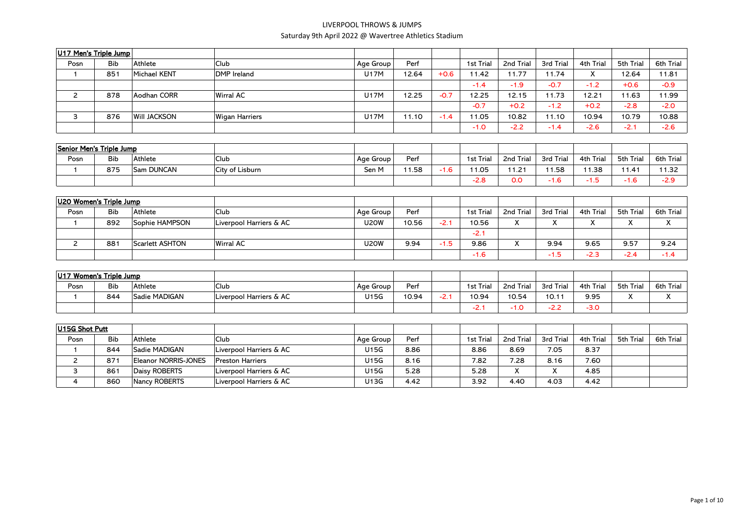LIVERPOOL THROWS & JUMPS

Saturday 9th April 2022 @ Wavertree Athletics Stadium

**U17 Men's Triple Jump**

| Posn | Bib | Athlete | Club | Age Group | Perf | | 1st Trial | 2nd Trial | 3rd Trial | 4th Trial | 5th Trial | 6th Trial |
|---|---|---|---|---|---|---|---|---|---|---|---|---|
| 1 | 851 | Michael KENT | DMP Ireland | U17M | 12.64 | +0.6 | 11.42 | 11.77 | 11.74 | X | 12.64 | 11.81 |
| | | | | | | | -1.4 | -1.9 | -0.7 | -1.2 | +0.6 | -0.9 |
| 2 | 878 | Aodhan CORR | Wirral AC | U17M | 12.25 | -0.7 | 12.25 | 12.15 | 11.73 | 12.21 | 11.63 | 11.99 |
| | | | | | | | -0.7 | +0.2 | -1.2 | +0.2 | -2.8 | -2.0 |
| 3 | 876 | Will JACKSON | Wigan Harriers | U17M | 11.10 | -1.4 | 11.05 | 10.82 | 11.10 | 10.94 | 10.79 | 10.88 |
| | | | | | | | -1.0 | -2.2 | -1.4 | -2.6 | -2.1 | -2.6 |

**Senior Men's Triple Jump**

| Posn | Bib | Athlete | Club | Age Group | Perf | | 1st Trial | 2nd Trial | 3rd Trial | 4th Trial | 5th Trial | 6th Trial |
|---|---|---|---|---|---|---|---|---|---|---|---|---|
| 1 | 875 | Sam DUNCAN | City of Lisburn | Sen M | 11.58 | -1.6 | 11.05 | 11.21 | 11.58 | 11.38 | 11.41 | 11.32 |
| | | | | | | | -2.8 | 0.0 | -1.6 | -1.5 | -1.6 | -2.9 |

**U20 Women's Triple Jump**

| Posn | Bib | Athlete | Club | Age Group | Perf | | 1st Trial | 2nd Trial | 3rd Trial | 4th Trial | 5th Trial | 6th Trial |
|---|---|---|---|---|---|---|---|---|---|---|---|---|
| 1 | 892 | Sophie HAMPSON | Liverpool Harriers & AC | U20W | 10.56 | -2.1 | 10.56 | X | X | X | X | X |
| | | | | | | | -2.1 | | | | | |
| 2 | 881 | Scarlett ASHTON | Wirral AC | U20W | 9.94 | -1.5 | 9.86 | X | 9.94 | 9.65 | 9.57 | 9.24 |
| | | | | | | | -1.6 | | -1.5 | -2.3 | -2.4 | -1.4 |

**U17 Women's Triple Jump**

| Posn | Bib | Athlete | Club | Age Group | Perf | | 1st Trial | 2nd Trial | 3rd Trial | 4th Trial | 5th Trial | 6th Trial |
|---|---|---|---|---|---|---|---|---|---|---|---|---|
| 1 | 844 | Sadie MADIGAN | Liverpool Harriers & AC | U15G | 10.94 | -2.1 | 10.94 | 10.54 | 10.11 | 9.95 | X | X |
| | | | | | | | -2.1 | -1.0 | -2.2 | -3.0 | | |

**U15G Shot Putt**

| Posn | Bib | Athlete | Club | Age Group | Perf | | 1st Trial | 2nd Trial | 3rd Trial | 4th Trial | 5th Trial | 6th Trial |
|---|---|---|---|---|---|---|---|---|---|---|---|---|
| 1 | 844 | Sadie MADIGAN | Liverpool Harriers & AC | U15G | 8.86 | | 8.86 | 8.69 | 7.05 | 8.37 | | |
| 2 | 871 | Eleanor NORRIS-JONES | Preston Harriers | U15G | 8.16 | | 7.82 | 7.28 | 8.16 | 7.60 | | |
| 3 | 861 | Daisy ROBERTS | Liverpool Harriers & AC | U15G | 5.28 | | 5.28 | X | X | 4.85 | | |
| 4 | 860 | Nancy ROBERTS | Liverpool Harriers & AC | U13G | 4.42 | | 3.92 | 4.40 | 4.03 | 4.42 | | |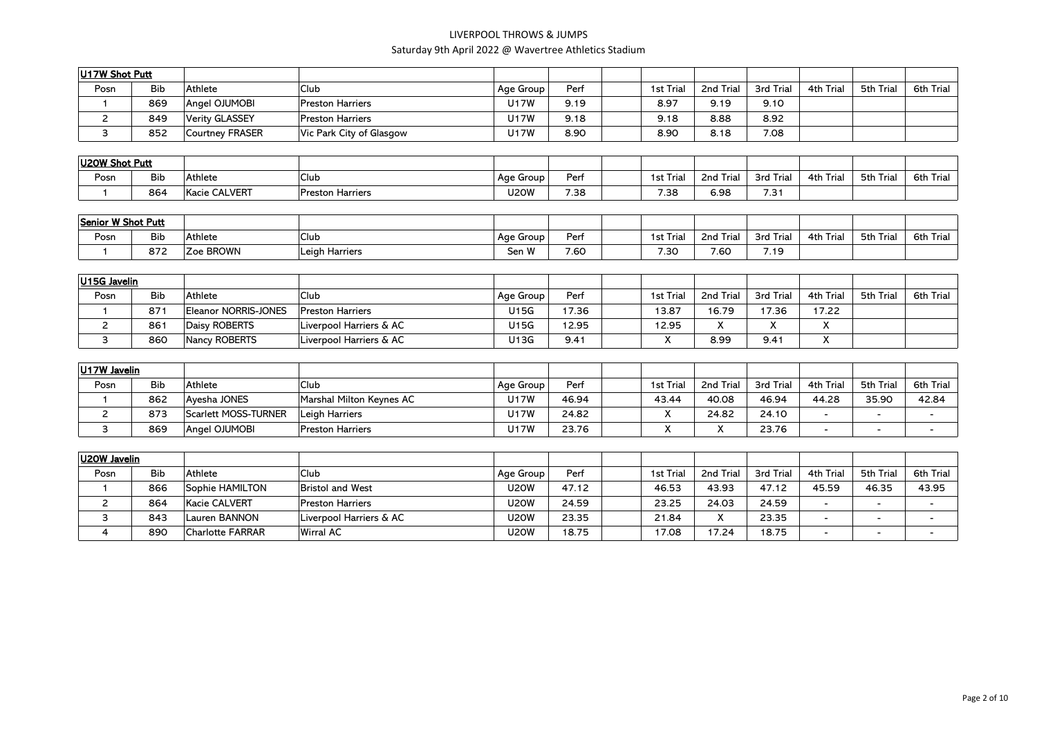LIVERPOOL THROWS & JUMPS

Saturday 9th April 2022 @ Wavertree Athletics Stadium

**U17W Shot Putt**

| Posn | Bib | Athlete | Club | Age Group | Perf | | 1st Trial | 2nd Trial | 3rd Trial | 4th Trial | 5th Trial | 6th Trial |
|---|---|---|---|---|---|---|---|---|---|---|---|---|
| 1 | 869 | Angel OJUMOBI | Preston Harriers | U17W | 9.19 | | 8.97 | 9.19 | 9.10 | | | |
| 2 | 849 | Verity GLASSEY | Preston Harriers | U17W | 9.18 | | 9.18 | 8.88 | 8.92 | | | |
| 3 | 852 | Courtney FRASER | Vic Park City of Glasgow | U17W | 8.90 | | 8.90 | 8.18 | 7.08 | | | |

**U20W Shot Putt**

| Posn | Bib | Athlete | Club | Age Group | Perf | | 1st Trial | 2nd Trial | 3rd Trial | 4th Trial | 5th Trial | 6th Trial |
|---|---|---|---|---|---|---|---|---|---|---|---|---|
| 1 | 864 | Kacie CALVERT | Preston Harriers | U20W | 7.38 | | 7.38 | 6.98 | 7.31 | | | |

**Senior W Shot Putt**

| Posn | Bib | Athlete | Club | Age Group | Perf | | 1st Trial | 2nd Trial | 3rd Trial | 4th Trial | 5th Trial | 6th Trial |
|---|---|---|---|---|---|---|---|---|---|---|---|---|
| 1 | 872 | Zoe BROWN | Leigh Harriers | Sen W | 7.60 | | 7.30 | 7.60 | 7.19 | | | |

**U15G Javelin**

| Posn | Bib | Athlete | Club | Age Group | Perf | | 1st Trial | 2nd Trial | 3rd Trial | 4th Trial | 5th Trial | 6th Trial |
|---|---|---|---|---|---|---|---|---|---|---|---|---|
| 1 | 871 | Eleanor NORRIS-JONES | Preston Harriers | U15G | 17.36 | | 13.87 | 16.79 | 17.36 | 17.22 | | |
| 2 | 861 | Daisy ROBERTS | Liverpool Harriers & AC | U15G | 12.95 | | 12.95 | X | X | X | | |
| 3 | 860 | Nancy ROBERTS | Liverpool Harriers & AC | U13G | 9.41 | | X | 8.99 | 9.41 | X | | |

**U17W Javelin**

| Posn | Bib | Athlete | Club | Age Group | Perf | | 1st Trial | 2nd Trial | 3rd Trial | 4th Trial | 5th Trial | 6th Trial |
|---|---|---|---|---|---|---|---|---|---|---|---|---|
| 1 | 862 | Ayesha JONES | Marshal Milton Keynes AC | U17W | 46.94 | | 43.44 | 40.08 | 46.94 | 44.28 | 35.90 | 42.84 |
| 2 | 873 | Scarlett MOSS-TURNER | Leigh Harriers | U17W | 24.82 | | X | 24.82 | 24.10 | - | - | - |
| 3 | 869 | Angel OJUMOBI | Preston Harriers | U17W | 23.76 | | X | X | 23.76 | - | - | - |

**U20W Javelin**

| Posn | Bib | Athlete | Club | Age Group | Perf | | 1st Trial | 2nd Trial | 3rd Trial | 4th Trial | 5th Trial | 6th Trial |
|---|---|---|---|---|---|---|---|---|---|---|---|---|
| 1 | 866 | Sophie HAMILTON | Bristol and West | U20W | 47.12 | | 46.53 | 43.93 | 47.12 | 45.59 | 46.35 | 43.95 |
| 2 | 864 | Kacie CALVERT | Preston Harriers | U20W | 24.59 | | 23.25 | 24.03 | 24.59 | - | - | - |
| 3 | 843 | Lauren BANNON | Liverpool Harriers & AC | U20W | 23.35 | | 21.84 | X | 23.35 | - | - | - |
| 4 | 890 | Charlotte FARRAR | Wirral AC | U20W | 18.75 | | 17.08 | 17.24 | 18.75 | - | - | - |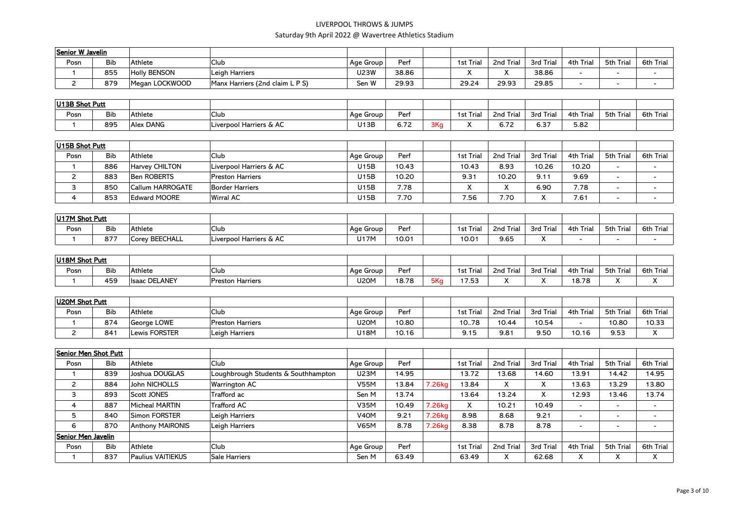# LIVERPOOL THROWS & JUMPS

Saturday 9th April 2022 @ Wavertree Athletics Stadium

| Senior W Javelin | | | | | | | | | | | | |
|---|---|---|---|---|---|---|---|---|---|---|---|---|
| Posn | Bib | Athlete | Club | Age Group | Perf | | 1st Trial | 2nd Trial | 3rd Trial | 4th Trial | 5th Trial | 6th Trial |
| 1 | 855 | Holly BENSON | Leigh Harriers | U23W | 38.86 | | X | X | 38.86 | - | - | - |
| 2 | 879 | Megan LOCKWOOD | Manx Harriers (2nd claim L P S) | Sen W | 29.93 | | 29.24 | 29.93 | 29.85 | - | - | - |

| U13B Shot Putt | | | | | | | | | | | | |
|---|---|---|---|---|---|---|---|---|---|---|---|---|
| Posn | Bib | Athlete | Club | Age Group | Perf | | 1st Trial | 2nd Trial | 3rd Trial | 4th Trial | 5th Trial | 6th Trial |
| 1 | 895 | Alex DANG | Liverpool Harriers & AC | U13B | 6.72 | 3Kg | X | 6.72 | 6.37 | 5.82 | | |

| U15B Shot Putt | | | | | | | | | | | | |
|---|---|---|---|---|---|---|---|---|---|---|---|---|
| Posn | Bib | Athlete | Club | Age Group | Perf | | 1st Trial | 2nd Trial | 3rd Trial | 4th Trial | 5th Trial | 6th Trial |
| 1 | 886 | Harvey CHILTON | Liverpool Harriers & AC | U15B | 10.43 | | 10.43 | 8.93 | 10.26 | 10.20 | - | - |
| 2 | 883 | Ben ROBERTS | Preston Harriers | U15B | 10.20 | | 9.31 | 10.20 | 9.11 | 9.69 | - | - |
| 3 | 850 | Callum HARROGATE | Border Harriers | U15B | 7.78 | | X | X | 6.90 | 7.78 | - | - |
| 4 | 853 | Edward MOORE | Wirral AC | U15B | 7.70 | | 7.56 | 7.70 | X | 7.61 | - | - |

| U17M Shot Putt | | | | | | | | | | | | |
|---|---|---|---|---|---|---|---|---|---|---|---|---|
| Posn | Bib | Athlete | Club | Age Group | Perf | | 1st Trial | 2nd Trial | 3rd Trial | 4th Trial | 5th Trial | 6th Trial |
| 1 | 877 | Corey BEECHALL | Liverpool Harriers & AC | U17M | 10.01 | | 10.01 | 9.65 | X | - | - | - |

| U18M Shot Putt | | | | | | | | | | | | |
|---|---|---|---|---|---|---|---|---|---|---|---|---|
| Posn | Bib | Athlete | Club | Age Group | Perf | | 1st Trial | 2nd Trial | 3rd Trial | 4th Trial | 5th Trial | 6th Trial |
| 1 | 459 | Isaac DELANEY | Preston Harriers | U20M | 18.78 | 5Kg | 17.53 | X | X | 18.78 | X | X |

| U20M Shot Putt | | | | | | | | | | | | |
|---|---|---|---|---|---|---|---|---|---|---|---|---|
| Posn | Bib | Athlete | Club | Age Group | Perf | | 1st Trial | 2nd Trial | 3rd Trial | 4th Trial | 5th Trial | 6th Trial |
| 1 | 874 | George LOWE | Preston Harriers | U20M | 10.80 | | 10..78 | 10.44 | 10.54 | - | 10.80 | 10.33 |
| 2 | 841 | Lewis FORSTER | Leigh Harriers | U18M | 10.16 | | 9.15 | 9.81 | 9.50 | 10.16 | 9.53 | X |

| Senior Men Shot Putt | | | | | | | | | | | | |
|---|---|---|---|---|---|---|---|---|---|---|---|---|
| Posn | Bib | Athlete | Club | Age Group | Perf | | 1st Trial | 2nd Trial | 3rd Trial | 4th Trial | 5th Trial | 6th Trial |
| 1 | 839 | Joshua DOUGLAS | Loughbrough Students & Southhampton | U23M | 14.95 | | 13.72 | 13.68 | 14.60 | 13.91 | 14.42 | 14.95 |
| 2 | 884 | John NICHOLLS | Warrington AC | V55M | 13.84 | 7.26kg | 13.84 | X | X | 13.63 | 13.29 | 13.80 |
| 3 | 893 | Scott JONES | Trafford ac | Sen M | 13.74 | | 13.64 | 13.24 | X | 12.93 | 13.46 | 13.74 |
| 4 | 887 | Micheal MARTIN | Trafford AC | V35M | 10.49 | 7.26kg | X | 10.21 | 10.49 | - | - | - |
| 5 | 840 | Simon FORSTER | Leigh Harriers | V40M | 9.21 | 7.26kg | 8.98 | 8.68 | 9.21 | - | - | - |
| 6 | 870 | Anthony MAIRONIS | Leigh Harriers | V65M | 8.78 | 7.26kg | 8.38 | 8.78 | 8.78 | - | - | - |

| Senior Men Javelin | | | | | | | | | | | | |
|---|---|---|---|---|---|---|---|---|---|---|---|---|
| Posn | Bib | Athlete | Club | Age Group | Perf | | 1st Trial | 2nd Trial | 3rd Trial | 4th Trial | 5th Trial | 6th Trial |
| 1 | 837 | Paulius VAITIEKUS | Sale Harriers | Sen M | 63.49 | | 63.49 | X | 62.68 | X | X | X |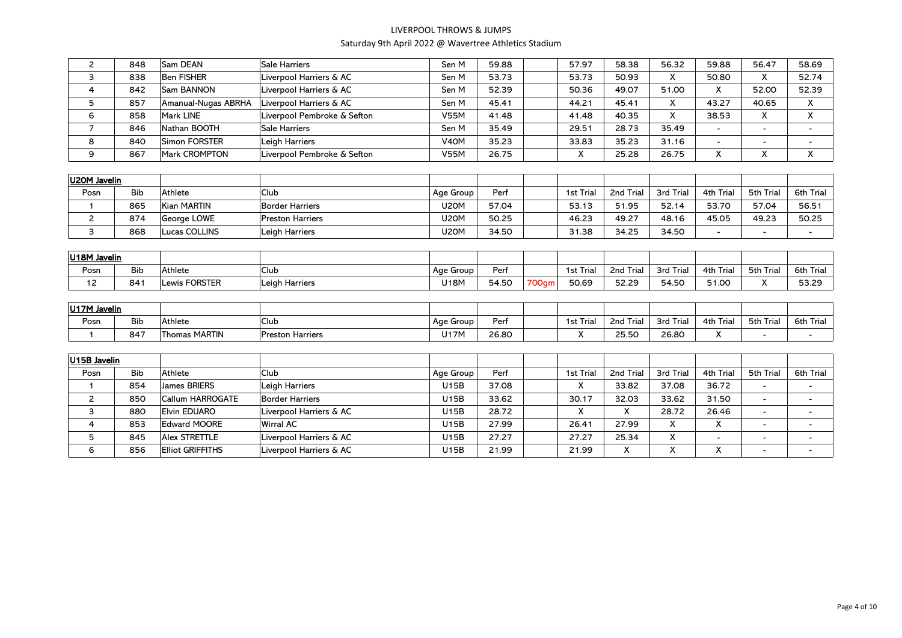# LIVERPOOL THROWS & JUMPS

Saturday 9th April 2022 @ Wavertree Athletics Stadium

| | | | | | | | | | | | | |
|---|---|---|---|---|---|---|---|---|---|---|---|---|
| 2 | 848 | Sam DEAN | Sale Harriers | Sen M | 59.88 | | 57.97 | 58.38 | 56.32 | 59.88 | 56.47 | 58.69 |
| 3 | 838 | Ben FISHER | Liverpool Harriers & AC | Sen M | 53.73 | | 53.73 | 50.93 | X | 50.80 | X | 52.74 |
| 4 | 842 | Sam BANNON | Liverpool Harriers & AC | Sen M | 52.39 | | 50.36 | 49.07 | 51.00 | X | 52.00 | 52.39 |
| 5 | 857 | Amanual-Nugas ABRHA | Liverpool Harriers & AC | Sen M | 45.41 | | 44.21 | 45.41 | X | 43.27 | 40.65 | X |
| 6 | 858 | Mark LINE | Liverpool Pembroke & Sefton | V55M | 41.48 | | 41.48 | 40.35 | X | 38.53 | X | X |
| 7 | 846 | Nathan BOOTH | Sale Harriers | Sen M | 35.49 | | 29.51 | 28.73 | 35.49 | - | - | - |
| 8 | 840 | Simon FORSTER | Leigh Harriers | V40M | 35.23 | | 33.83 | 35.23 | 31.16 | - | - | - |
| 9 | 867 | Mark CROMPTON | Liverpool Pembroke & Sefton | V55M | 26.75 | | X | 25.28 | 26.75 | X | X | X |

**U20M Javelin**

| Posn | Bib | Athlete | Club | Age Group | Perf | | 1st Trial | 2nd Trial | 3rd Trial | 4th Trial | 5th Trial | 6th Trial |
|---|---|---|---|---|---|---|---|---|---|---|---|---|
| 1 | 865 | Kian MARTIN | Border Harriers | U20M | 57.04 | | 53.13 | 51.95 | 52.14 | 53.70 | 57.04 | 56.51 |
| 2 | 874 | George LOWE | Preston Harriers | U20M | 50.25 | | 46.23 | 49.27 | 48.16 | 45.05 | 49.23 | 50.25 |
| 3 | 868 | Lucas COLLINS | Leigh Harriers | U20M | 34.50 | | 31.38 | 34.25 | 34.50 | - | - | - |

**U18M Javelin**

| Posn | Bib | Athlete | Club | Age Group | Perf | | 1st Trial | 2nd Trial | 3rd Trial | 4th Trial | 5th Trial | 6th Trial |
|---|---|---|---|---|---|---|---|---|---|---|---|---|
| 12 | 841 | Lewis FORSTER | Leigh Harriers | U18M | 54.50 | 700gm | 50.69 | 52.29 | 54.50 | 51.00 | X | 53.29 |

**U17M Javelin**

| Posn | Bib | Athlete | Club | Age Group | Perf | | 1st Trial | 2nd Trial | 3rd Trial | 4th Trial | 5th Trial | 6th Trial |
|---|---|---|---|---|---|---|---|---|---|---|---|---|
| 1 | 847 | Thomas MARTIN | Preston Harriers | U17M | 26.80 | | X | 25.50 | 26.80 | X | - | - |

**U15B Javelin**

| Posn | Bib | Athlete | Club | Age Group | Perf | | 1st Trial | 2nd Trial | 3rd Trial | 4th Trial | 5th Trial | 6th Trial |
|---|---|---|---|---|---|---|---|---|---|---|---|---|
| 1 | 854 | James BRIERS | Leigh Harriers | U15B | 37.08 | | X | 33.82 | 37.08 | 36.72 | - | - |
| 2 | 850 | Callum HARROGATE | Border Harriers | U15B | 33.62 | | 30.17 | 32.03 | 33.62 | 31.50 | - | - |
| 3 | 880 | Elvin EDUARO | Liverpool Harriers & AC | U15B | 28.72 | | X | X | 28.72 | 26.46 | - | - |
| 4 | 853 | Edward MOORE | Wirral AC | U15B | 27.99 | | 26.41 | 27.99 | X | X | - | - |
| 5 | 845 | Alex STRETTLE | Liverpool Harriers & AC | U15B | 27.27 | | 27.27 | 25.34 | X | - | - | - |
| 6 | 856 | Elliot GRIFFITHS | Liverpool Harriers & AC | U15B | 21.99 | | 21.99 | X | X | X | - | - |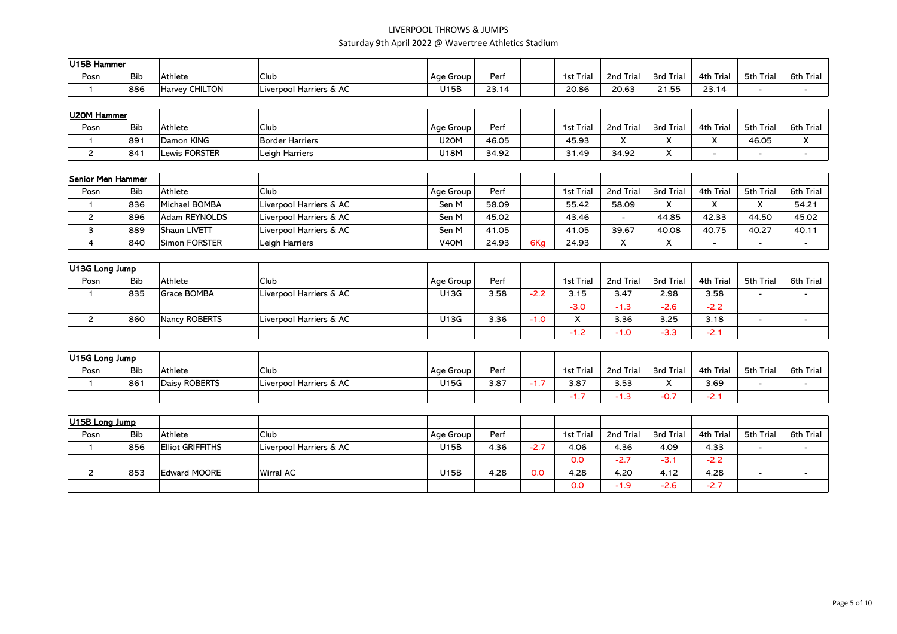# LIVERPOOL THROWS & JUMPS

Saturday 9th April 2022 @ Wavertree Athletics Stadium

### U15B Hammer

| Posn | Bib | Athlete | Club | Age Group | Perf | | 1st Trial | 2nd Trial | 3rd Trial | 4th Trial | 5th Trial | 6th Trial |
|---|---|---|---|---|---|---|---|---|---|---|---|---|
| 1 | 886 | Harvey CHILTON | Liverpool Harriers & AC | U15B | 23.14 | | 20.86 | 20.63 | 21.55 | 23.14 | - | - |

### U20M Hammer

| Posn | Bib | Athlete | Club | Age Group | Perf | | 1st Trial | 2nd Trial | 3rd Trial | 4th Trial | 5th Trial | 6th Trial |
|---|---|---|---|---|---|---|---|---|---|---|---|---|
| 1 | 891 | Damon KING | Border Harriers | U20M | 46.05 | | 45.93 | X | X | X | 46.05 | X |
| 2 | 841 | Lewis FORSTER | Leigh Harriers | U18M | 34.92 | | 31.49 | 34.92 | X | - | - | - |

### Senior Men Hammer

| Posn | Bib | Athlete | Club | Age Group | Perf | | 1st Trial | 2nd Trial | 3rd Trial | 4th Trial | 5th Trial | 6th Trial |
|---|---|---|---|---|---|---|---|---|---|---|---|---|
| 1 | 836 | Michael BOMBA | Liverpool Harriers & AC | Sen M | 58.09 | | 55.42 | 58.09 | X | X | X | 54.21 |
| 2 | 896 | Adam REYNOLDS | Liverpool Harriers & AC | Sen M | 45.02 | | 43.46 | - | 44.85 | 42.33 | 44.50 | 45.02 |
| 3 | 889 | Shaun LIVETT | Liverpool Harriers & AC | Sen M | 41.05 | | 41.05 | 39.67 | 40.08 | 40.75 | 40.27 | 40.11 |
| 4 | 840 | Simon FORSTER | Leigh Harriers | V40M | 24.93 | 6Kg | 24.93 | X | X | - | - | - |

### U13G Long Jump

| Posn | Bib | Athlete | Club | Age Group | Perf | | 1st Trial | 2nd Trial | 3rd Trial | 4th Trial | 5th Trial | 6th Trial |
|---|---|---|---|---|---|---|---|---|---|---|---|---|
| 1 | 835 | Grace BOMBA | Liverpool Harriers & AC | U13G | 3.58 | -2.2 | 3.15 | 3.47 | 2.98 | 3.58 | - | - |
| | | | | | | | -3.0 | -1.3 | -2.6 | -2.2 | | |
| 2 | 860 | Nancy ROBERTS | Liverpool Harriers & AC | U13G | 3.36 | -1.0 | X | 3.36 | 3.25 | 3.18 | - | - |
| | | | | | | | -1.2 | -1.0 | -3.3 | -2.1 | | |

### U15G Long Jump

| Posn | Bib | Athlete | Club | Age Group | Perf | | 1st Trial | 2nd Trial | 3rd Trial | 4th Trial | 5th Trial | 6th Trial |
|---|---|---|---|---|---|---|---|---|---|---|---|---|
| 1 | 861 | Daisy ROBERTS | Liverpool Harriers & AC | U15G | 3.87 | -1.7 | 3.87 | 3.53 | X | 3.69 | - | - |
| | | | | | | | -1.7 | -1.3 | -0.7 | -2.1 | | |

### U15B Long Jump

| Posn | Bib | Athlete | Club | Age Group | Perf | | 1st Trial | 2nd Trial | 3rd Trial | 4th Trial | 5th Trial | 6th Trial |
|---|---|---|---|---|---|---|---|---|---|---|---|---|
| 1 | 856 | Elliot GRIFFITHS | Liverpool Harriers & AC | U15B | 4.36 | -2.7 | 4.06 | 4.36 | 4.09 | 4.33 | - | - |
| | | | | | | | 0.0 | -2.7 | -3.1 | -2.2 | | |
| 2 | 853 | Edward MOORE | Wirral AC | U15B | 4.28 | 0.0 | 4.28 | 4.20 | 4.12 | 4.28 | - | - |
| | | | | | | | 0.0 | -1.9 | -2.6 | -2.7 | | |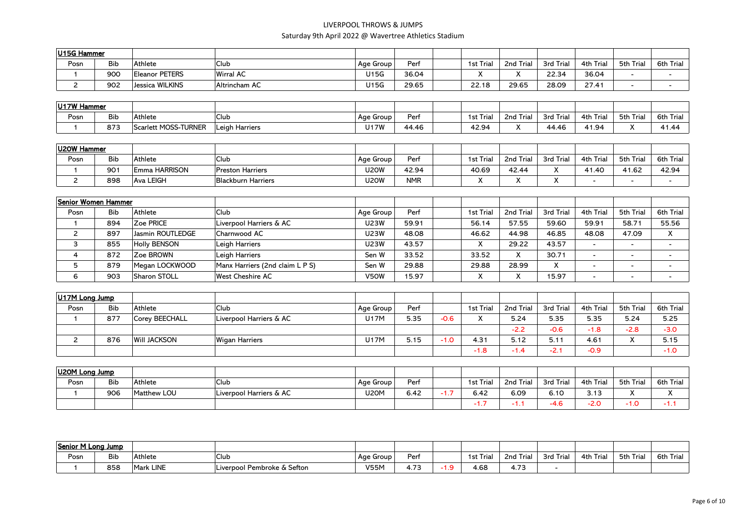LIVERPOOL THROWS & JUMPS

Saturday 9th April 2022 @ Wavertree Athletics Stadium

| U15G Hammer | | | | | | | | | | | | |
|---|---|---|---|---|---|---|---|---|---|---|---|---|
| Posn | Bib | Athlete | Club | Age Group | Perf | | 1st Trial | 2nd Trial | 3rd Trial | 4th Trial | 5th Trial | 6th Trial |
| 1 | 900 | Eleanor PETERS | Wirral AC | U15G | 36.04 | | X | X | 22.34 | 36.04 | - | - |
| 2 | 902 | Jessica WILKINS | Altrincham AC | U15G | 29.65 | | 22.18 | 29.65 | 28.09 | 27.41 | - | - |

| U17W Hammer | | | | | | | | | | | | |
|---|---|---|---|---|---|---|---|---|---|---|---|---|
| Posn | Bib | Athlete | Club | Age Group | Perf | | 1st Trial | 2nd Trial | 3rd Trial | 4th Trial | 5th Trial | 6th Trial |
| 1 | 873 | Scarlett MOSS-TURNER | Leigh Harriers | U17W | 44.46 | | 42.94 | X | 44.46 | 41.94 | X | 41.44 |

| U20W Hammer | | | | | | | | | | | | |
|---|---|---|---|---|---|---|---|---|---|---|---|---|
| Posn | Bib | Athlete | Club | Age Group | Perf | | 1st Trial | 2nd Trial | 3rd Trial | 4th Trial | 5th Trial | 6th Trial |
| 1 | 901 | Emma HARRISON | Preston Harriers | U20W | 42.94 | | 40.69 | 42.44 | X | 41.40 | 41.62 | 42.94 |
| 2 | 898 | Ava LEIGH | Blackburn Harriers | U20W | NMR | | X | X | X | - | - | - |

| Senior Women Hammer | | | | | | | | | | | | |
|---|---|---|---|---|---|---|---|---|---|---|---|---|
| Posn | Bib | Athlete | Club | Age Group | Perf | | 1st Trial | 2nd Trial | 3rd Trial | 4th Trial | 5th Trial | 6th Trial |
| 1 | 894 | Zoe PRICE | Liverpool Harriers & AC | U23W | 59.91 | | 56.14 | 57.55 | 59.60 | 59.91 | 58.71 | 55.56 |
| 2 | 897 | Jasmin ROUTLEDGE | Charnwood AC | U23W | 48.08 | | 46.62 | 44.98 | 46.85 | 48.08 | 47.09 | X |
| 3 | 855 | Holly BENSON | Leigh Harriers | U23W | 43.57 | | X | 29.22 | 43.57 | - | - | - |
| 4 | 872 | Zoe BROWN | Leigh Harriers | Sen W | 33.52 | | 33.52 | X | 30.71 | - | - | - |
| 5 | 879 | Megan LOCKWOOD | Manx Harriers (2nd claim L P S) | Sen W | 29.88 | | 29.88 | 28.99 | X | - | - | - |
| 6 | 903 | Sharon STOLL | West Cheshire AC | V50W | 15.97 | | X | X | 15.97 | - | - | - |

| U17M Long Jump | | | | | | | | | | | | |
|---|---|---|---|---|---|---|---|---|---|---|---|---|
| Posn | Bib | Athlete | Club | Age Group | Perf | | 1st Trial | 2nd Trial | 3rd Trial | 4th Trial | 5th Trial | 6th Trial |
| 1 | 877 | Corey BEECHALL | Liverpool Harriers & AC | U17M | 5.35 | -0.6 | X | 5.24 | 5.35 | 5.35 | 5.24 | 5.25 |
| | | | | | | | | -2.2 | -0.6 | -1.8 | -2.8 | -3.0 |
| 2 | 876 | Will JACKSON | Wigan Harriers | U17M | 5.15 | -1.0 | 4.31 | 5.12 | 5.11 | 4.61 | X | 5.15 |
| | | | | | | | -1.8 | -1.4 | -2.1 | -0.9 | | -1.0 |

| U20M Long Jump | | | | | | | | | | | | |
|---|---|---|---|---|---|---|---|---|---|---|---|---|
| Posn | Bib | Athlete | Club | Age Group | Perf | | 1st Trial | 2nd Trial | 3rd Trial | 4th Trial | 5th Trial | 6th Trial |
| 1 | 906 | Matthew LOU | Liverpool Harriers & AC | U20M | 6.42 | -1.7 | 6.42 | 6.09 | 6.10 | 3.13 | X | X |
| | | | | | | | -1.7 | -1.1 | -4.6 | -2.0 | -1.0 | -1.1 |

| Senior M Long Jump | | | | | | | | | | | | |
|---|---|---|---|---|---|---|---|---|---|---|---|---|
| Posn | Bib | Athlete | Club | Age Group | Perf | | 1st Trial | 2nd Trial | 3rd Trial | 4th Trial | 5th Trial | 6th Trial |
| 1 | 858 | Mark LINE | Liverpool Pembroke & Sefton | V55M | 4.73 | -1.9 | 4.68 | 4.73 | - | | | |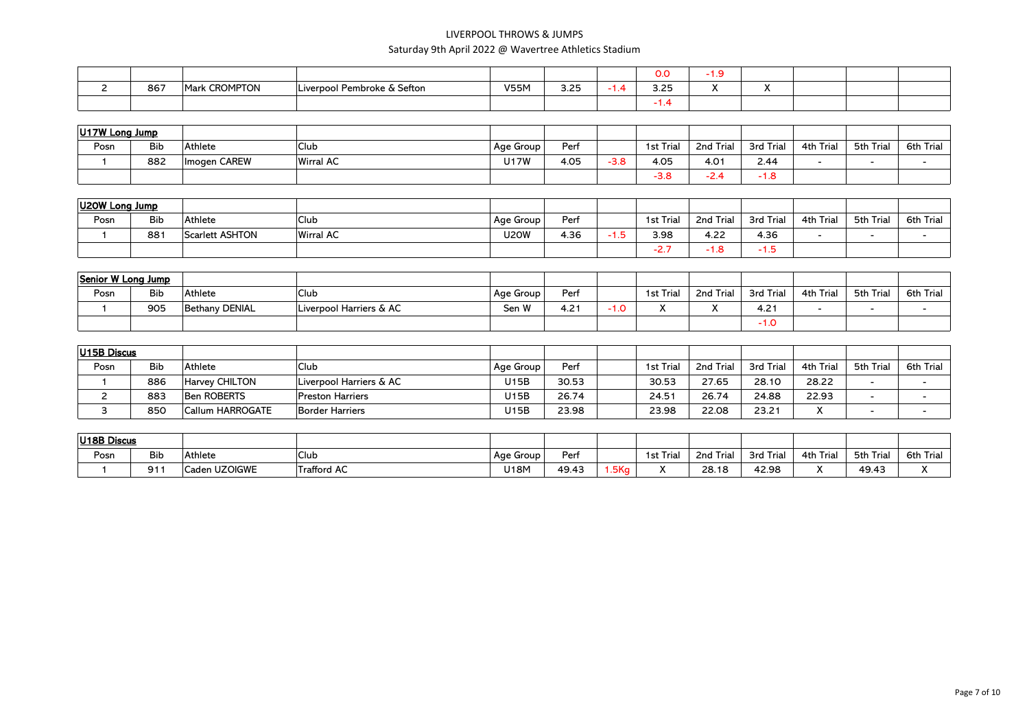LIVERPOOL THROWS & JUMPS

Saturday 9th April 2022 @ Wavertree Athletics Stadium

| | | | | | | | | | | | | |
|---|---|---|---|---|---|---|---|---|---|---|---|---|
| | | | | | | | 0.0 | -1.9 | | | | |
| 2 | 867 | Mark CROMPTON | Liverpool Pembroke & Sefton | V55M | 3.25 | -1.4 | 3.25 | X | X | | | |
| | | | | | | | -1.4 | | | | | |

| U17W Long Jump | | | | | | | | | | | | |
|---|---|---|---|---|---|---|---|---|---|---|---|---|
| Posn | Bib | Athlete | Club | Age Group | Perf | | 1st Trial | 2nd Trial | 3rd Trial | 4th Trial | 5th Trial | 6th Trial |
| 1 | 882 | Imogen CAREW | Wirral AC | U17W | 4.05 | -3.8 | 4.05 | 4.01 | 2.44 | - | - | - |
| | | | | | | | -3.8 | -2.4 | -1.8 | | | |

| U20W Long Jump | | | | | | | | | | | | |
|---|---|---|---|---|---|---|---|---|---|---|---|---|
| Posn | Bib | Athlete | Club | Age Group | Perf | | 1st Trial | 2nd Trial | 3rd Trial | 4th Trial | 5th Trial | 6th Trial |
| 1 | 881 | Scarlett ASHTON | Wirral AC | U20W | 4.36 | -1.5 | 3.98 | 4.22 | 4.36 | - | - | - |
| | | | | | | | -2.7 | -1.8 | -1.5 | | | |

| Senior W Long Jump | | | | | | | | | | | | |
|---|---|---|---|---|---|---|---|---|---|---|---|---|
| Posn | Bib | Athlete | Club | Age Group | Perf | | 1st Trial | 2nd Trial | 3rd Trial | 4th Trial | 5th Trial | 6th Trial |
| 1 | 905 | Bethany DENIAL | Liverpool Harriers & AC | Sen W | 4.21 | -1.0 | X | X | 4.21 | - | - | - |
| | | | | | | | | | -1.0 | | | |

| U15B Discus | | | | | | | | | | | | |
|---|---|---|---|---|---|---|---|---|---|---|---|---|
| Posn | Bib | Athlete | Club | Age Group | Perf | | 1st Trial | 2nd Trial | 3rd Trial | 4th Trial | 5th Trial | 6th Trial |
| 1 | 886 | Harvey CHILTON | Liverpool Harriers & AC | U15B | 30.53 | | 30.53 | 27.65 | 28.10 | 28.22 | - | - |
| 2 | 883 | Ben ROBERTS | Preston Harriers | U15B | 26.74 | | 24.51 | 26.74 | 24.88 | 22.93 | - | - |
| 3 | 850 | Callum HARROGATE | Border Harriers | U15B | 23.98 | | 23.98 | 22.08 | 23.21 | X | - | - |

| U18B Discus | | | | | | | | | | | | |
|---|---|---|---|---|---|---|---|---|---|---|---|---|
| Posn | Bib | Athlete | Club | Age Group | Perf | | 1st Trial | 2nd Trial | 3rd Trial | 4th Trial | 5th Trial | 6th Trial |
| 1 | 911 | Caden UZOIGWE | Trafford AC | U18M | 49.43 | 1.5Kg | X | 28.18 | 42.98 | X | 49.43 | X |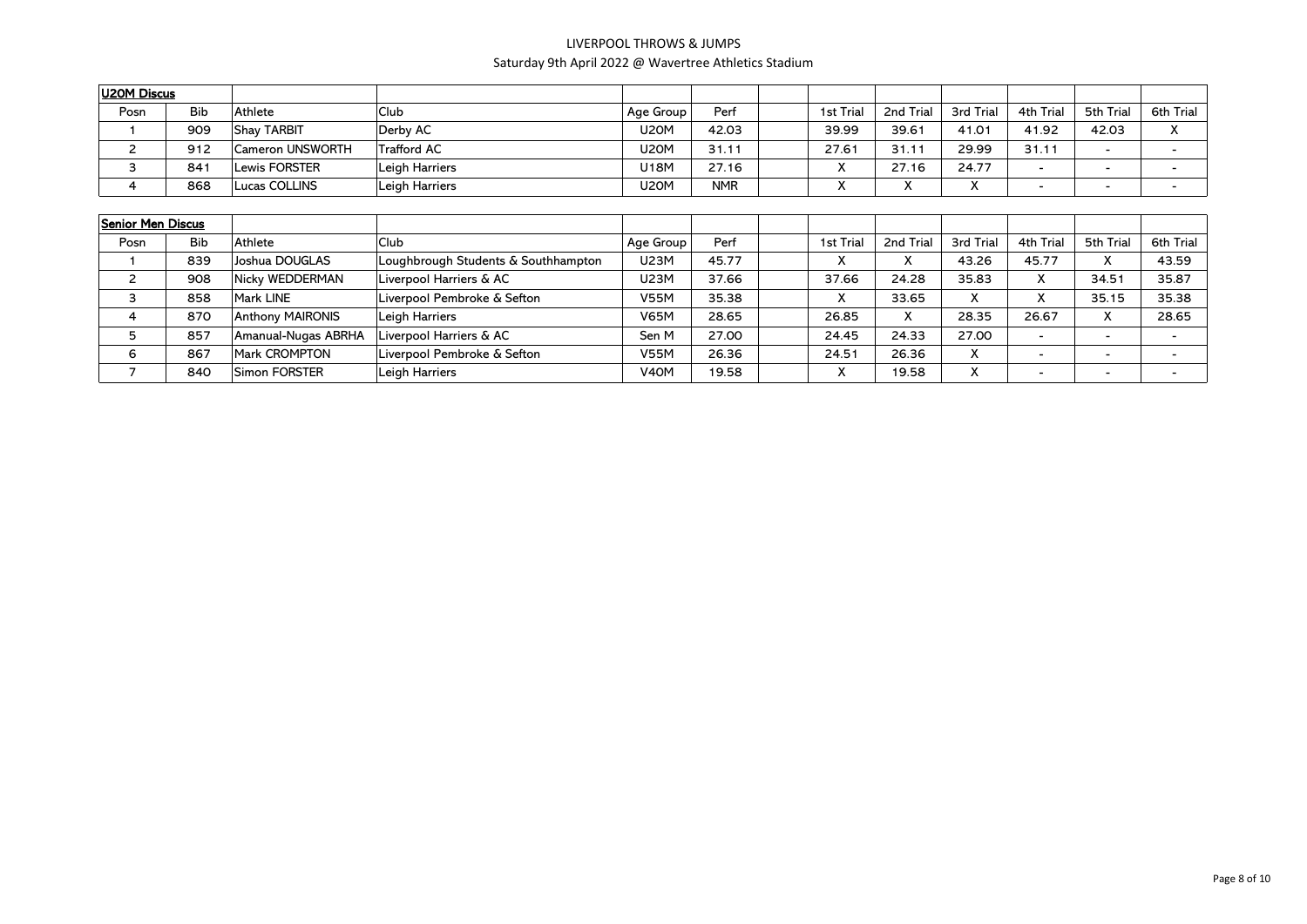LIVERPOOL THROWS & JUMPS

Saturday 9th April 2022 @ Wavertree Athletics Stadium

**U20M Discus**

| Posn | Bib | Athlete | Club | Age Group | Perf | | 1st Trial | 2nd Trial | 3rd Trial | 4th Trial | 5th Trial | 6th Trial |
|---|---|---|---|---|---|---|---|---|---|---|---|---|
| 1 | 909 | Shay TARBIT | Derby AC | U20M | 42.03 | | 39.99 | 39.61 | 41.01 | 41.92 | 42.03 | X |
| 2 | 912 | Cameron UNSWORTH | Trafford AC | U20M | 31.11 | | 27.61 | 31.11 | 29.99 | 31.11 | - | - |
| 3 | 841 | Lewis FORSTER | Leigh Harriers | U18M | 27.16 | | X | 27.16 | 24.77 | - | - | - |
| 4 | 868 | Lucas COLLINS | Leigh Harriers | U20M | NMR | | X | X | X | - | - | - |

**Senior Men Discus**

| Posn | Bib | Athlete | Club | Age Group | Perf | | 1st Trial | 2nd Trial | 3rd Trial | 4th Trial | 5th Trial | 6th Trial |
|---|---|---|---|---|---|---|---|---|---|---|---|---|
| 1 | 839 | Joshua DOUGLAS | Loughbrough Students & Southhampton | U23M | 45.77 | | X | X | 43.26 | 45.77 | X | 43.59 |
| 2 | 908 | Nicky WEDDERMAN | Liverpool Harriers & AC | U23M | 37.66 | | 37.66 | 24.28 | 35.83 | X | 34.51 | 35.87 |
| 3 | 858 | Mark LINE | Liverpool Pembroke & Sefton | V55M | 35.38 | | X | 33.65 | X | X | 35.15 | 35.38 |
| 4 | 870 | Anthony MAIRONIS | Leigh Harriers | V65M | 28.65 | | 26.85 | X | 28.35 | 26.67 | X | 28.65 |
| 5 | 857 | Amanual-Nugas ABRHA | Liverpool Harriers & AC | Sen M | 27.00 | | 24.45 | 24.33 | 27.00 | - | - | - |
| 6 | 867 | Mark CROMPTON | Liverpool Pembroke & Sefton | V55M | 26.36 | | 24.51 | 26.36 | X | - | - | - |
| 7 | 840 | Simon FORSTER | Leigh Harriers | V40M | 19.58 | | X | 19.58 | X | - | - | - |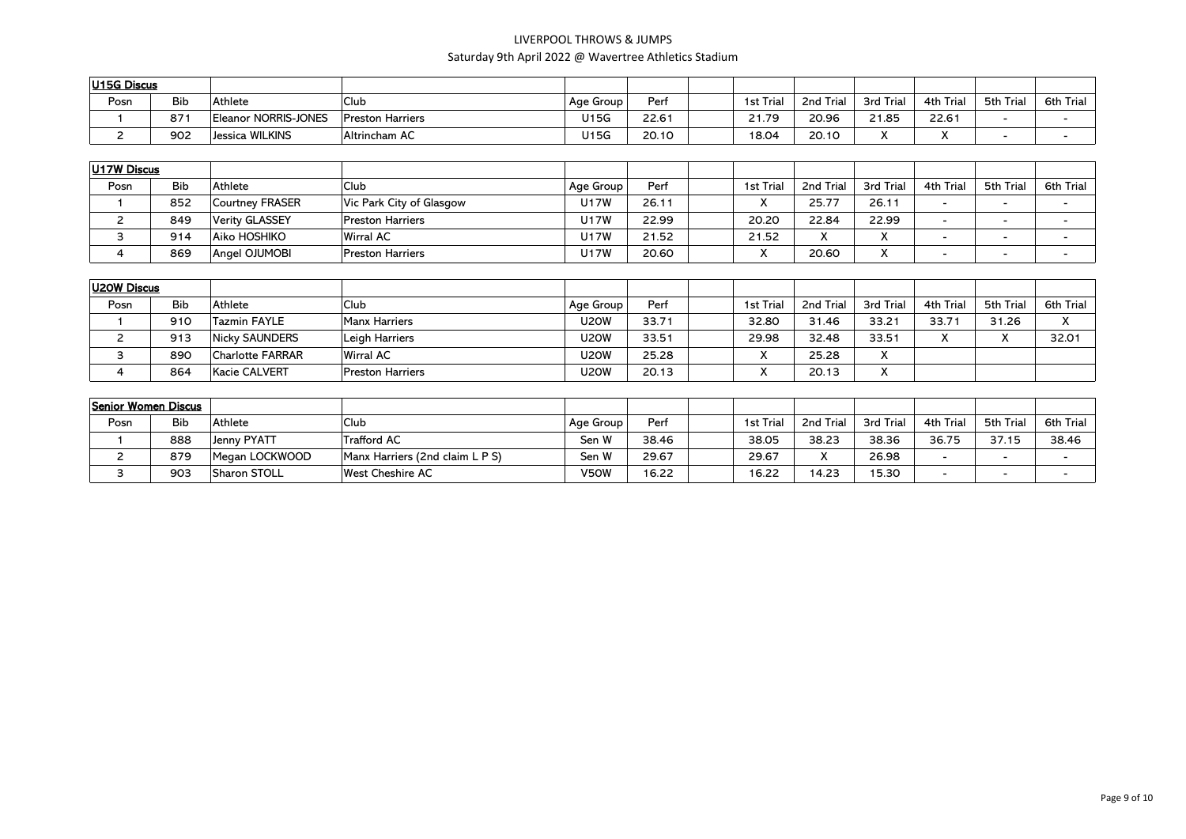# LIVERPOOL THROWS & JUMPS

Saturday 9th April 2022 @ Wavertree Athletics Stadium

## U15G Discus

| Posn | Bib | Athlete | Club | Age Group | Perf | | 1st Trial | 2nd Trial | 3rd Trial | 4th Trial | 5th Trial | 6th Trial |
|---|---|---|---|---|---|---|---|---|---|---|---|---|
| 1 | 871 | Eleanor NORRIS-JONES | Preston Harriers | U15G | 22.61 | | 21.79 | 20.96 | 21.85 | 22.61 | - | - |
| 2 | 902 | Jessica WILKINS | Altrincham AC | U15G | 20.10 | | 18.04 | 20.10 | X | X | - | - |

## U17W Discus

| Posn | Bib | Athlete | Club | Age Group | Perf | | 1st Trial | 2nd Trial | 3rd Trial | 4th Trial | 5th Trial | 6th Trial |
|---|---|---|---|---|---|---|---|---|---|---|---|---|
| 1 | 852 | Courtney FRASER | Vic Park City of Glasgow | U17W | 26.11 | | X | 25.77 | 26.11 | - | - | - |
| 2 | 849 | Verity GLASSEY | Preston Harriers | U17W | 22.99 | | 20.20 | 22.84 | 22.99 | - | - | - |
| 3 | 914 | Aiko HOSHIKO | Wirral AC | U17W | 21.52 | | 21.52 | X | X | - | - | - |
| 4 | 869 | Angel OJUMOBI | Preston Harriers | U17W | 20.60 | | X | 20.60 | X | - | - | - |

## U20W Discus

| Posn | Bib | Athlete | Club | Age Group | Perf | | 1st Trial | 2nd Trial | 3rd Trial | 4th Trial | 5th Trial | 6th Trial |
|---|---|---|---|---|---|---|---|---|---|---|---|---|
| 1 | 910 | Tazmin FAYLE | Manx Harriers | U20W | 33.71 | | 32.80 | 31.46 | 33.21 | 33.71 | 31.26 | X |
| 2 | 913 | Nicky SAUNDERS | Leigh Harriers | U20W | 33.51 | | 29.98 | 32.48 | 33.51 | X | X | 32.01 |
| 3 | 890 | Charlotte FARRAR | Wirral AC | U20W | 25.28 | | X | 25.28 | X | | | |
| 4 | 864 | Kacie CALVERT | Preston Harriers | U20W | 20.13 | | X | 20.13 | X | | | |

## Senior Women Discus

| Posn | Bib | Athlete | Club | Age Group | Perf | | 1st Trial | 2nd Trial | 3rd Trial | 4th Trial | 5th Trial | 6th Trial |
|---|---|---|---|---|---|---|---|---|---|---|---|---|
| 1 | 888 | Jenny PYATT | Trafford AC | Sen W | 38.46 | | 38.05 | 38.23 | 38.36 | 36.75 | 37.15 | 38.46 |
| 2 | 879 | Megan LOCKWOOD | Manx Harriers (2nd claim L P S) | Sen W | 29.67 | | 29.67 | X | 26.98 | - | - | - |
| 3 | 903 | Sharon STOLL | West Cheshire AC | V50W | 16.22 | | 16.22 | 14.23 | 15.30 | - | - | - |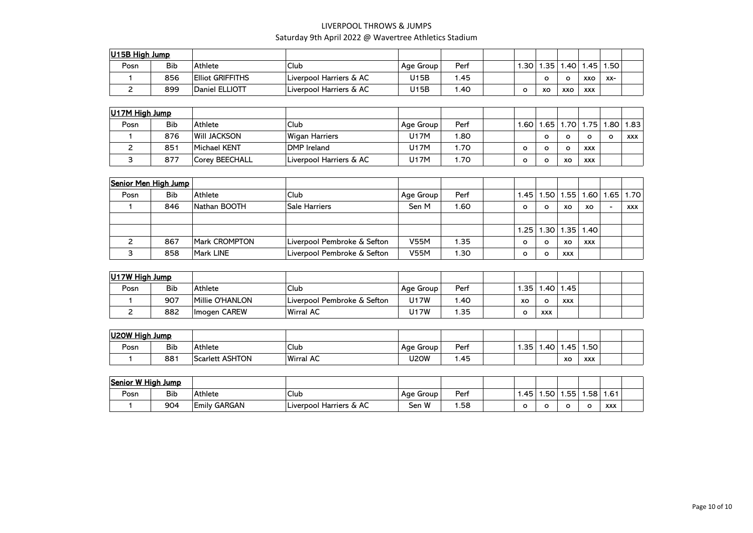# LIVERPOOL THROWS & JUMPS

Saturday 9th April 2022 @ Wavertree Athletics Stadium

| U15B High Jump | | | | | | | | | | | | |
|---|---|---|---|---|---|---|---|---|---|---|---|---|
| Posn | Bib | Athlete | Club | Age Group | Perf | | 1.30 | 1.35 | 1.40 | 1.45 | 1.50 | |
| 1 | 856 | Elliot GRIFFITHS | Liverpool Harriers & AC | U15B | 1.45 | | | o | o | xxo | xx- | |
| 2 | 899 | Daniel ELLIOTT | Liverpool Harriers & AC | U15B | 1.40 | | o | xo | xxo | xxx | | |

| U17M High Jump | | | | | | | | | | | | |
|---|---|---|---|---|---|---|---|---|---|---|---|---|
| Posn | Bib | Athlete | Club | Age Group | Perf | | 1.60 | 1.65 | 1.70 | 1.75 | 1.80 | 1.83 |
| 1 | 876 | Will JACKSON | Wigan Harriers | U17M | 1.80 | | | o | o | o | o | xxx |
| 2 | 851 | Michael KENT | DMP Ireland | U17M | 1.70 | | o | o | o | xxx | | |
| 3 | 877 | Corey BEECHALL | Liverpool Harriers & AC | U17M | 1.70 | | o | o | xo | xxx | | |

| Senior Men High Jump | | | | | | | | | | | | |
|---|---|---|---|---|---|---|---|---|---|---|---|---|
| Posn | Bib | Athlete | Club | Age Group | Perf | | 1.45 | 1.50 | 1.55 | 1.60 | 1.65 | 1.70 |
| 1 | 846 | Nathan BOOTH | Sale Harriers | Sen M | 1.60 | | o | o | xo | xo | - | xxx |
| | | | | | | | | | | | | |
| | | | | | | | 1.25 | 1.30 | 1.35 | 1.40 | | |
| 2 | 867 | Mark CROMPTON | Liverpool Pembroke & Sefton | V55M | 1.35 | | o | o | xo | xxx | | |
| 3 | 858 | Mark LINE | Liverpool Pembroke & Sefton | V55M | 1.30 | | o | o | xxx | | | |

| U17W High Jump | | | | | | | | | | | | |
|---|---|---|---|---|---|---|---|---|---|---|---|---|
| Posn | Bib | Athlete | Club | Age Group | Perf | | 1.35 | 1.40 | 1.45 | | | |
| 1 | 907 | Millie O'HANLON | Liverpool Pembroke & Sefton | U17W | 1.40 | | xo | o | xxx | | | |
| 2 | 882 | Imogen CAREW | Wirral AC | U17W | 1.35 | | o | xxx | | | | |

| U20W High Jump | | | | | | | | | | | | |
|---|---|---|---|---|---|---|---|---|---|---|---|---|
| Posn | Bib | Athlete | Club | Age Group | Perf | | 1.35 | 1.40 | 1.45 | 1.50 | | |
| 1 | 881 | Scarlett ASHTON | Wirral AC | U20W | 1.45 | | | | xo | xxx | | |

| Senior W High Jump | | | | | | | | | | | | |
|---|---|---|---|---|---|---|---|---|---|---|---|---|
| Posn | Bib | Athlete | Club | Age Group | Perf | | 1.45 | 1.50 | 1.55 | 1.58 | 1.61 | |
| 1 | 904 | Emily GARGAN | Liverpool Harriers & AC | Sen W | 1.58 | | o | o | o | o | xxx | |